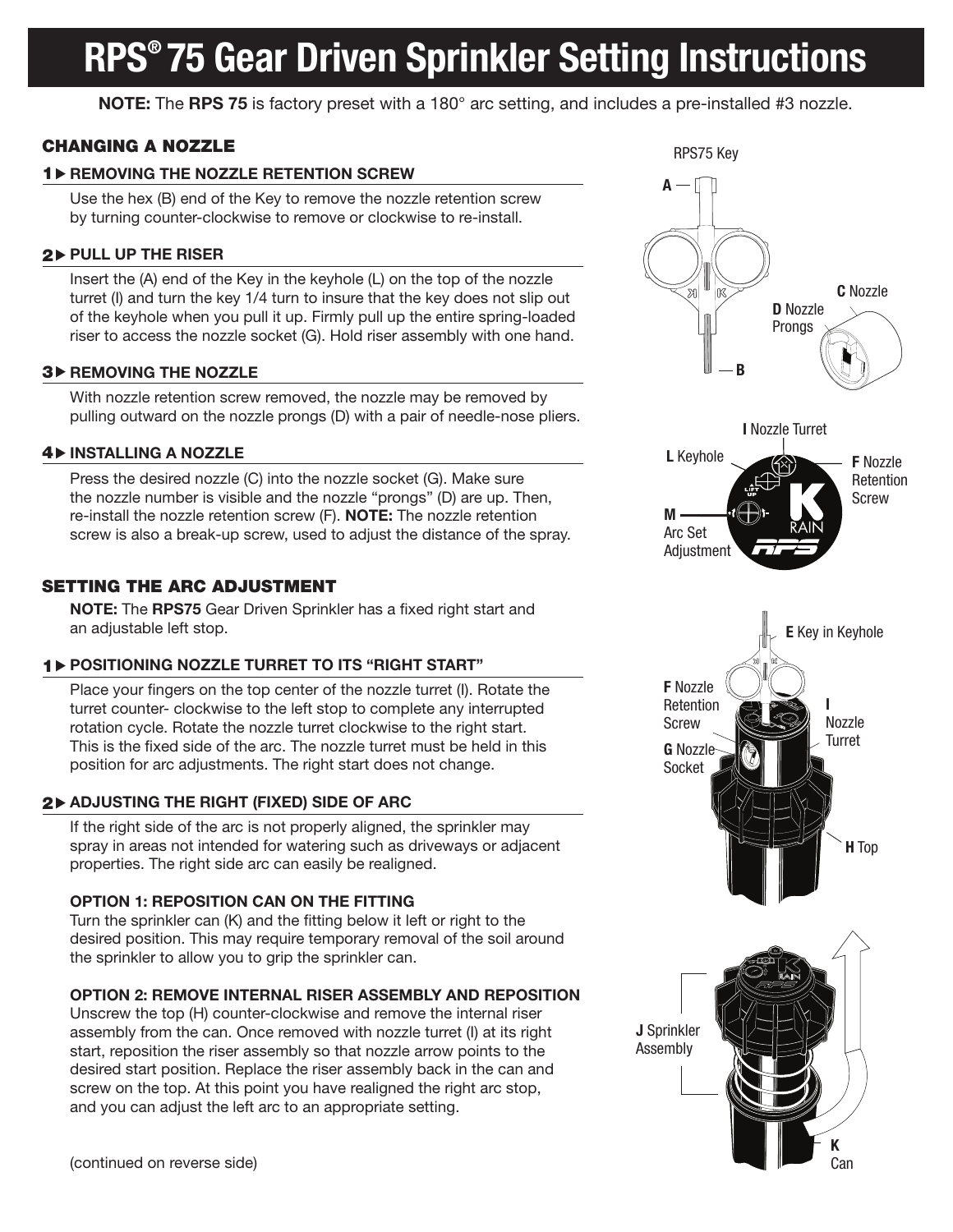# RPS® 75 Gear Driven Sprinkler Setting Instructions

**NOTE:** The **RPS 75** is factory preset with a 180° arc setting, and includes a pre-installed #3 nozzle.

## CHANGING A NOZZLE

### 1 ▶ REMOVING THE NOZZLE RETENTION SCREW

Use the hex (B) end of the Key to remove the nozzle retention screw by turning counter-clockwise to remove or clockwise to re-install.

### 2 ▶ PULL UP THE RISER

Insert the (A) end of the Key in the keyhole (L) on the top of the nozzle turret (I) and turn the key 1/4 turn to insure that the key does not slip out of the keyhole when you pull it up. Firmly pull up the entire spring-loaded riser to access the nozzle socket (G). Hold riser assembly with one hand.

### 3 ▶ REMOVING THE NOZZLE

With nozzle retention screw removed, the nozzle may be removed by pulling outward on the nozzle prongs (D) with a pair of needle-nose pliers.

### 4 ▶ INSTALLING A NOZZLE

Press the desired nozzle (C) into the nozzle socket (G). Make sure the nozzle number is visible and the nozzle "prongs" (D) are up. Then, re-install the nozzle retention screw (F). **NOTE:** The nozzle retention screw is also a break-up screw, used to adjust the distance of the spray.

## SETTING THE ARC ADJUSTMENT

**NOTE:** The **RPS75** Gear Driven Sprinkler has a fixed right start and an adjustable left stop.

### 1 ▶ POSITIONING NOZZLE TURRET TO ITS "RIGHT START"

Place your fingers on the top center of the nozzle turret (I). Rotate the turret counter- clockwise to the left stop to complete any interrupted rotation cycle. Rotate the nozzle turret clockwise to the right start. This is the fixed side of the arc. The nozzle turret must be held in this position for arc adjustments. The right start does not change.

### 2 ▶ ADJUSTING THE RIGHT (FIXED) SIDE OF ARC

If the right side of the arc is not properly aligned, the sprinkler may spray in areas not intended for watering such as driveways or adjacent properties. The right side arc can easily be realigned.

**OPTION 1: REPOSITION CAN ON THE FITTING**

Turn the sprinkler can (K) and the fitting below it left or right to the desired position. This may require temporary removal of the soil around the sprinkler to allow you to grip the sprinkler can.

**OPTION 2: REMOVE INTERNAL RISER ASSEMBLY AND REPOSITION**

Unscrew the top (H) counter-clockwise and remove the internal riser assembly from the can. Once removed with nozzle turret (I) at its right start, reposition the riser assembly so that nozzle arrow points to the desired start position. Replace the riser assembly back in the can and screw on the top. At this point you have realigned the right arc stop, and you can adjust the left arc to an appropriate setting.

(continued on reverse side)

RPS75 Key — A; B; C Nozzle; D Nozzle Prongs

I Nozzle Turret; L Keyhole; F Nozzle Retention Screw; M Arc Set Adjustment

E Key in Keyhole; F Nozzle Retention Screw; I Nozzle Turret; G Nozzle Socket; H Top

J Sprinkler Assembly; K Can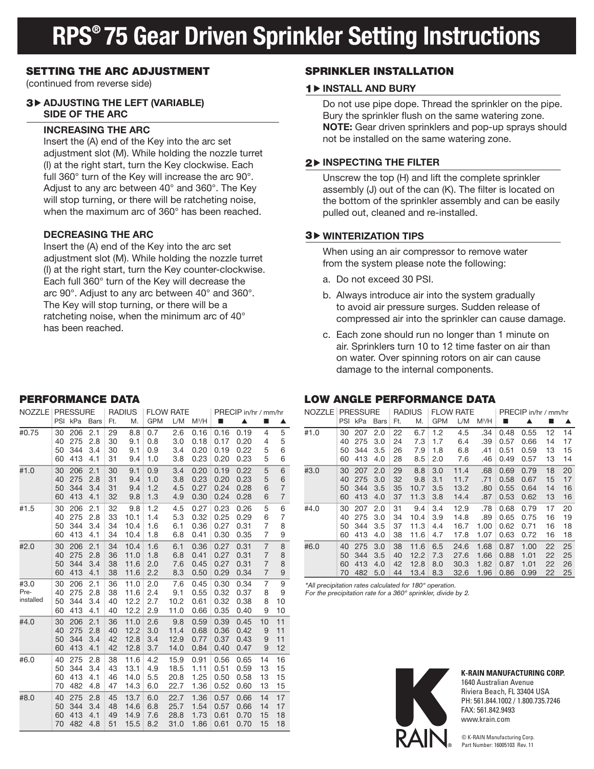# RPS® 75 Gear Driven Sprinkler Setting Instructions

## SETTING THE ARC ADJUSTMENT

(continued from reverse side)

### 3 ▶ ADJUSTING THE LEFT (VARIABLE) SIDE OF THE ARC

#### INCREASING THE ARC

Insert the (A) end of the Key into the arc set adjustment slot (M). While holding the nozzle turret (I) at the right start, turn the Key clockwise. Each full 360° turn of the Key will increase the arc 90°. Adjust to any arc between 40° and 360°. The Key will stop turning, or there will be ratcheting noise, when the maximum arc of 360° has been reached.

#### DECREASING THE ARC

Insert the (A) end of the Key into the arc set adjustment slot (M). While holding the nozzle turret (I) at the right start, turn the Key counter-clockwise. Each full 360° turn of the Key will decrease the arc 90°. Adjust to any arc between 40° and 360°. The Key will stop turning, or there will be a ratcheting noise, when the minimum arc of 40° has been reached.

## SPRINKLER INSTALLATION

### 1 ▶ INSTALL AND BURY

Do not use pipe dope. Thread the sprinkler on the pipe. Bury the sprinkler flush on the same watering zone. **NOTE:** Gear driven sprinklers and pop-up sprays should not be installed on the same watering zone.

### 2 ▶ INSPECTING THE FILTER

Unscrew the top (H) and lift the complete sprinkler assembly (J) out of the can (K). The filter is located on the bottom of the sprinkler assembly and can be easily pulled out, cleaned and re-installed.

### 3 ▶ WINTERIZATION TIPS

When using an air compressor to remove water from the system please note the following:

a. Do not exceed 30 PSI.

b. Always introduce air into the system gradually to avoid air pressure surges. Sudden release of compressed air into the sprinkler can cause damage.

c. Each zone should run no longer than 1 minute on air. Sprinklers turn 10 to 12 time faster on air than on water. Over spinning rotors on air can cause damage to the internal components.

## PERFORMANCE DATA

| NOZZLE | PRESSURE | | | RADIUS | | FLOW RATE | | | PRECIP in/hr / mm/hr | | | |
|---|---|---|---|---|---|---|---|---|---|---|---|---|
| | PSI | kPa | Bars | Ft. | M. | GPM | L/M | M³/H | ■ | ▲ | ■ | ▲ |
| #0.75 | 30 | 206 | 2.1 | 29 | 8.8 | 0.7 | 2.6 | 0.16 | 0.16 | 0.19 | 4 | 5 |
| | 40 | 275 | 2.8 | 30 | 9.1 | 0.8 | 3.0 | 0.18 | 0.17 | 0.20 | 4 | 5 |
| | 50 | 344 | 3.4 | 30 | 9.1 | 0.9 | 3.4 | 0.20 | 0.19 | 0.22 | 5 | 6 |
| | 60 | 413 | 4.1 | 31 | 9.4 | 1.0 | 3.8 | 0.23 | 0.20 | 0.23 | 5 | 6 |
| #1.0 | 30 | 206 | 2.1 | 30 | 9.1 | 0.9 | 3.4 | 0.20 | 0.19 | 0.22 | 5 | 6 |
| | 40 | 275 | 2.8 | 31 | 9.4 | 1.0 | 3.8 | 0.23 | 0.20 | 0.23 | 5 | 6 |
| | 50 | 344 | 3.4 | 31 | 9.4 | 1.2 | 4.5 | 0.27 | 0.24 | 0.28 | 6 | 7 |
| | 60 | 413 | 4.1 | 32 | 9.8 | 1.3 | 4.9 | 0.30 | 0.24 | 0.28 | 6 | 7 |
| #1.5 | 30 | 206 | 2.1 | 32 | 9.8 | 1.2 | 4.5 | 0.27 | 0.23 | 0.26 | 5 | 6 |
| | 40 | 275 | 2.8 | 33 | 10.1 | 1.4 | 5.3 | 0.32 | 0.25 | 0.29 | 6 | 7 |
| | 50 | 344 | 3.4 | 34 | 10.4 | 1.6 | 6.1 | 0.36 | 0.27 | 0.31 | 7 | 8 |
| | 60 | 413 | 4.1 | 34 | 10.4 | 1.8 | 6.8 | 0.41 | 0.30 | 0.35 | 7 | 9 |
| #2.0 | 30 | 206 | 2.1 | 34 | 10.4 | 1.6 | 6.1 | 0.36 | 0.27 | 0.31 | 7 | 8 |
| | 40 | 275 | 2.8 | 36 | 11.0 | 1.8 | 6.8 | 0.41 | 0.27 | 0.31 | 7 | 8 |
| | 50 | 344 | 3.4 | 38 | 11.6 | 2.0 | 7.6 | 0.45 | 0.27 | 0.31 | 7 | 8 |
| | 60 | 413 | 4.1 | 38 | 11.6 | 2.2 | 8.3 | 0.50 | 0.29 | 0.34 | 7 | 9 |
| #3.0 Pre-installed | 30 | 206 | 2.1 | 36 | 11.0 | 2.0 | 7.6 | 0.45 | 0.30 | 0.34 | 7 | 9 |
| | 40 | 275 | 2.8 | 38 | 11.6 | 2.4 | 9.1 | 0.55 | 0.32 | 0.37 | 8 | 9 |
| | 50 | 344 | 3.4 | 40 | 12.2 | 2.7 | 10.2 | 0.61 | 0.32 | 0.38 | 8 | 10 |
| | 60 | 413 | 4.1 | 40 | 12.2 | 2.9 | 11.0 | 0.66 | 0.35 | 0.40 | 9 | 10 |
| #4.0 | 30 | 206 | 2.1 | 36 | 11.0 | 2.6 | 9.8 | 0.59 | 0.39 | 0.45 | 10 | 11 |
| | 40 | 275 | 2.8 | 40 | 12.2 | 3.0 | 11.4 | 0.68 | 0.36 | 0.42 | 9 | 11 |
| | 50 | 344 | 3.4 | 42 | 12.8 | 3.4 | 12.9 | 0.77 | 0.37 | 0.43 | 9 | 11 |
| | 60 | 413 | 4.1 | 42 | 12.8 | 3.7 | 14.0 | 0.84 | 0.40 | 0.47 | 9 | 12 |
| #6.0 | 40 | 275 | 2.8 | 38 | 11.6 | 4.2 | 15.9 | 0.91 | 0.56 | 0.65 | 14 | 16 |
| | 50 | 344 | 3.4 | 43 | 13.1 | 4.9 | 18.5 | 1.11 | 0.51 | 0.59 | 13 | 15 |
| | 60 | 413 | 4.1 | 46 | 14.0 | 5.5 | 20.8 | 1.25 | 0.50 | 0.58 | 13 | 15 |
| | 70 | 482 | 4.8 | 47 | 14.3 | 6.0 | 22.7 | 1.36 | 0.52 | 0.60 | 13 | 15 |
| #8.0 | 40 | 275 | 2.8 | 45 | 13.7 | 6.0 | 22.7 | 1.36 | 0.57 | 0.66 | 14 | 17 |
| | 50 | 344 | 3.4 | 48 | 14.6 | 6.8 | 25.7 | 1.54 | 0.57 | 0.66 | 14 | 17 |
| | 60 | 413 | 4.1 | 49 | 14.9 | 7.6 | 28.8 | 1.73 | 0.61 | 0.70 | 15 | 18 |
| | 70 | 482 | 4.8 | 51 | 15.5 | 8.2 | 31.0 | 1.86 | 0.61 | 0.70 | 15 | 18 |

## LOW ANGLE PERFORMANCE DATA

| NOZZLE | PRESSURE | | | RADIUS | | FLOW RATE | | | PRECIP in/hr / mm/hr | | | |
|---|---|---|---|---|---|---|---|---|---|---|---|---|
| | PSI | kPa | Bars | Ft. | M. | GPM | L/M | M³/H | ■ | ▲ | ■ | ▲ |
| #1.0 | 30 | 207 | 2.0 | 22 | 6.7 | 1.2 | 4.5 | .34 | 0.48 | 0.55 | 12 | 14 |
| | 40 | 275 | 3.0 | 24 | 7.3 | 1.7 | 6.4 | .39 | 0.57 | 0.66 | 14 | 17 |
| | 50 | 344 | 3.5 | 26 | 7.9 | 1.8 | 6.8 | .41 | 0.51 | 0.59 | 13 | 15 |
| | 60 | 413 | 4.0 | 28 | 8.5 | 2.0 | 7.6 | .46 | 0.49 | 0.57 | 13 | 14 |
| #3.0 | 30 | 207 | 2.0 | 29 | 8.8 | 3.0 | 11.4 | .68 | 0.69 | 0.79 | 18 | 20 |
| | 40 | 275 | 3.0 | 32 | 9.8 | 3.1 | 11.7 | .71 | 0.58 | 0.67 | 15 | 17 |
| | 50 | 344 | 3.5 | 35 | 10.7 | 3.5 | 13.2 | .80 | 0.55 | 0.64 | 14 | 16 |
| | 60 | 413 | 4.0 | 37 | 11.3 | 3.8 | 14.4 | .87 | 0.53 | 0.62 | 13 | 16 |
| #4.0 | 30 | 207 | 2.0 | 31 | 9.4 | 3.4 | 12.9 | .78 | 0.68 | 0.79 | 17 | 20 |
| | 40 | 275 | 3.0 | 34 | 10.4 | 3.9 | 14.8 | .89 | 0.65 | 0.75 | 16 | 19 |
| | 50 | 344 | 3.5 | 37 | 11.3 | 4.4 | 16.7 | 1.00 | 0.62 | 0.71 | 16 | 18 |
| | 60 | 413 | 4.0 | 38 | 11.6 | 4.7 | 17.8 | 1.07 | 0.63 | 0.72 | 16 | 18 |
| #6.0 | 40 | 275 | 3.0 | 38 | 11.6 | 6.5 | 24.6 | 1.68 | 0.87 | 1.00 | 22 | 25 |
| | 50 | 344 | 3.5 | 40 | 12.2 | 7.3 | 27.6 | 1.66 | 0.88 | 1.01 | 22 | 25 |
| | 60 | 413 | 4.0 | 42 | 12.8 | 8.0 | 30.3 | 1.82 | 0.87 | 1.01 | 22 | 26 |
| | 70 | 482 | 5.0 | 44 | 13.4 | 8.3 | 32.6 | 1.96 | 0.86 | 0.99 | 22 | 25 |

*All precipitation rates calculated for 180° operation.
*For the precipitation rate for a 360° sprinkler, divide by 2.*

**K-RAIN MANUFACTURING CORP.**
1640 Australian Avenue
Riviera Beach, FL 33404 USA
PH: 561.844.1002 / 1.800.735.7246
FAX: 561.842.9493
www.krain.com

© K-RAIN Manufacturing Corp.
Part Number: 16005103 Rev. 11